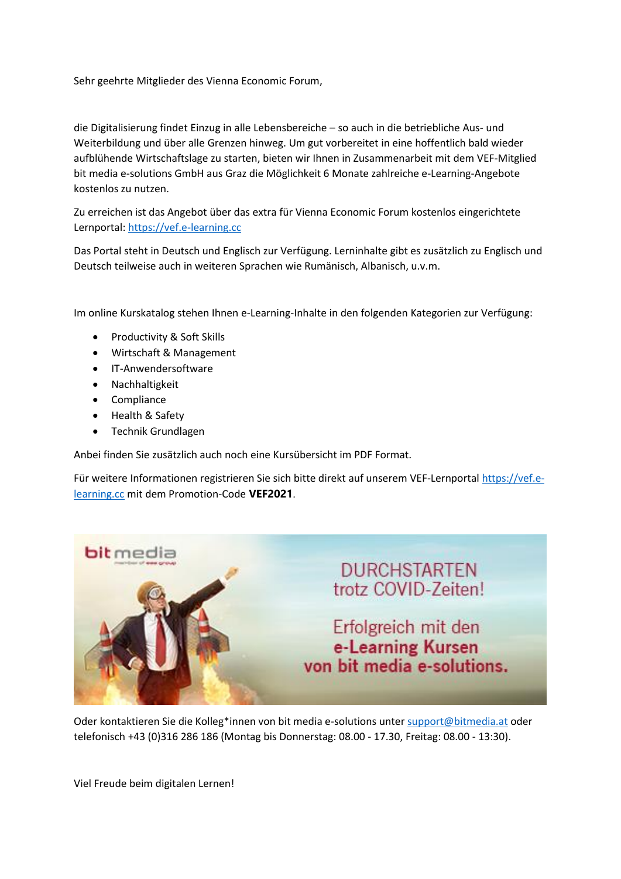Sehr geehrte Mitglieder des Vienna Economic Forum,

die Digitalisierung findet Einzug in alle Lebensbereiche – so auch in die betriebliche Aus- und Weiterbildung und über alle Grenzen hinweg. Um gut vorbereitet in eine hoffentlich bald wieder aufblühende Wirtschaftslage zu starten, bieten wir Ihnen in Zusammenarbeit mit dem VEF-Mitglied bit media e-solutions GmbH aus Graz die Möglichkeit 6 Monate zahlreiche e-Learning-Angebote kostenlos zu nutzen.

Zu erreichen ist das Angebot über das extra für Vienna Economic Forum kostenlos eingerichtete Lernportal: https://vef.e-learning.cc

Das Portal steht in Deutsch und Englisch zur Verfügung. Lerninhalte gibt es zusätzlich zu Englisch und Deutsch teilweise auch in weiteren Sprachen wie Rumänisch, Albanisch, u.v.m.

Im online Kurskatalog stehen Ihnen e-Learning-Inhalte in den folgenden Kategorien zur Verfügung:

- Productivity & Soft Skills
- Wirtschaft & Management
- IT-Anwendersoftware
- Nachhaltigkeit
- Compliance
- Health & Safety
- Technik Grundlagen

Anbei finden Sie zusätzlich auch noch eine Kursübersicht im PDF Format.

Für weitere Informationen registrieren Sie sich bitte direkt auf unserem VEF-Lernportal https://vef.e-learning.cc mit dem Promotion-Code **VEF2021**.

bit media

DURCHSTARTEN trotz COVID-Zeiten!

Erfolgreich mit den e-Learning Kursen von bit media e-solutions.

Oder kontaktieren Sie die Kolleg*innen von bit media e-solutions unter support@bitmedia.at oder telefonisch +43 (0)316 286 186 (Montag bis Donnerstag: 08.00 - 17.30, Freitag: 08.00 - 13:30).

Viel Freude beim digitalen Lernen!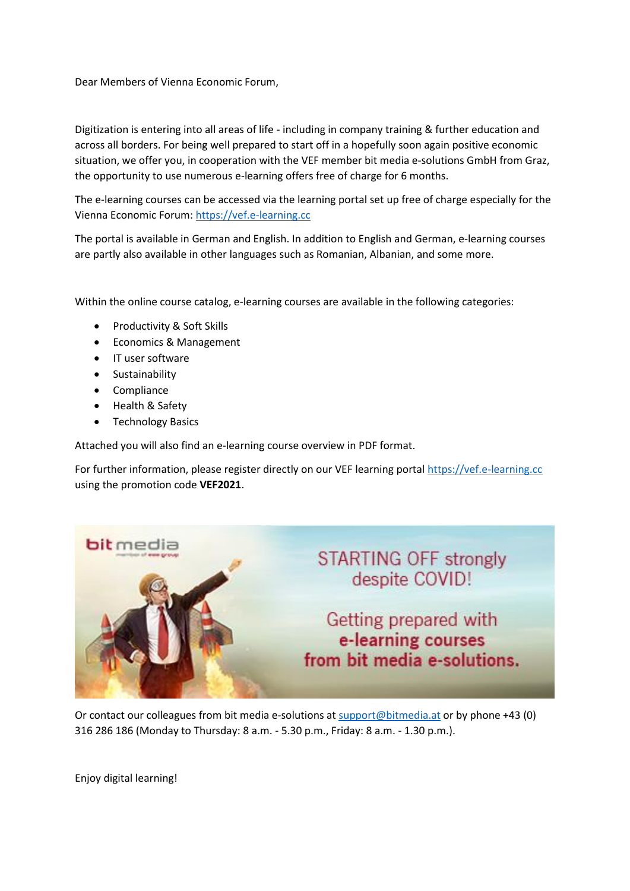Dear Members of Vienna Economic Forum,

Digitization is entering into all areas of life - including in company training & further education and across all borders. For being well prepared to start off in a hopefully soon again positive economic situation, we offer you, in cooperation with the VEF member bit media e-solutions GmbH from Graz, the opportunity to use numerous e-learning offers free of charge for 6 months.

The e-learning courses can be accessed via the learning portal set up free of charge especially for the Vienna Economic Forum: https://vef.e-learning.cc

The portal is available in German and English. In addition to English and German, e-learning courses are partly also available in other languages such as Romanian, Albanian, and some more.

Within the online course catalog, e-learning courses are available in the following categories:

- Productivity & Soft Skills
- Economics & Management
- IT user software
- Sustainability
- Compliance
- Health & Safety
- Technology Basics

Attached you will also find an e-learning course overview in PDF format.

For further information, please register directly on our VEF learning portal https://vef.e-learning.cc using the promotion code **VEF2021**.

bit media

STARTING OFF strongly despite COVID!

Getting prepared with **e-learning courses from bit media e-solutions.**

Or contact our colleagues from bit media e-solutions at support@bitmedia.at or by phone +43 (0) 316 286 186 (Monday to Thursday: 8 a.m. - 5.30 p.m., Friday: 8 a.m. - 1.30 p.m.).

Enjoy digital learning!